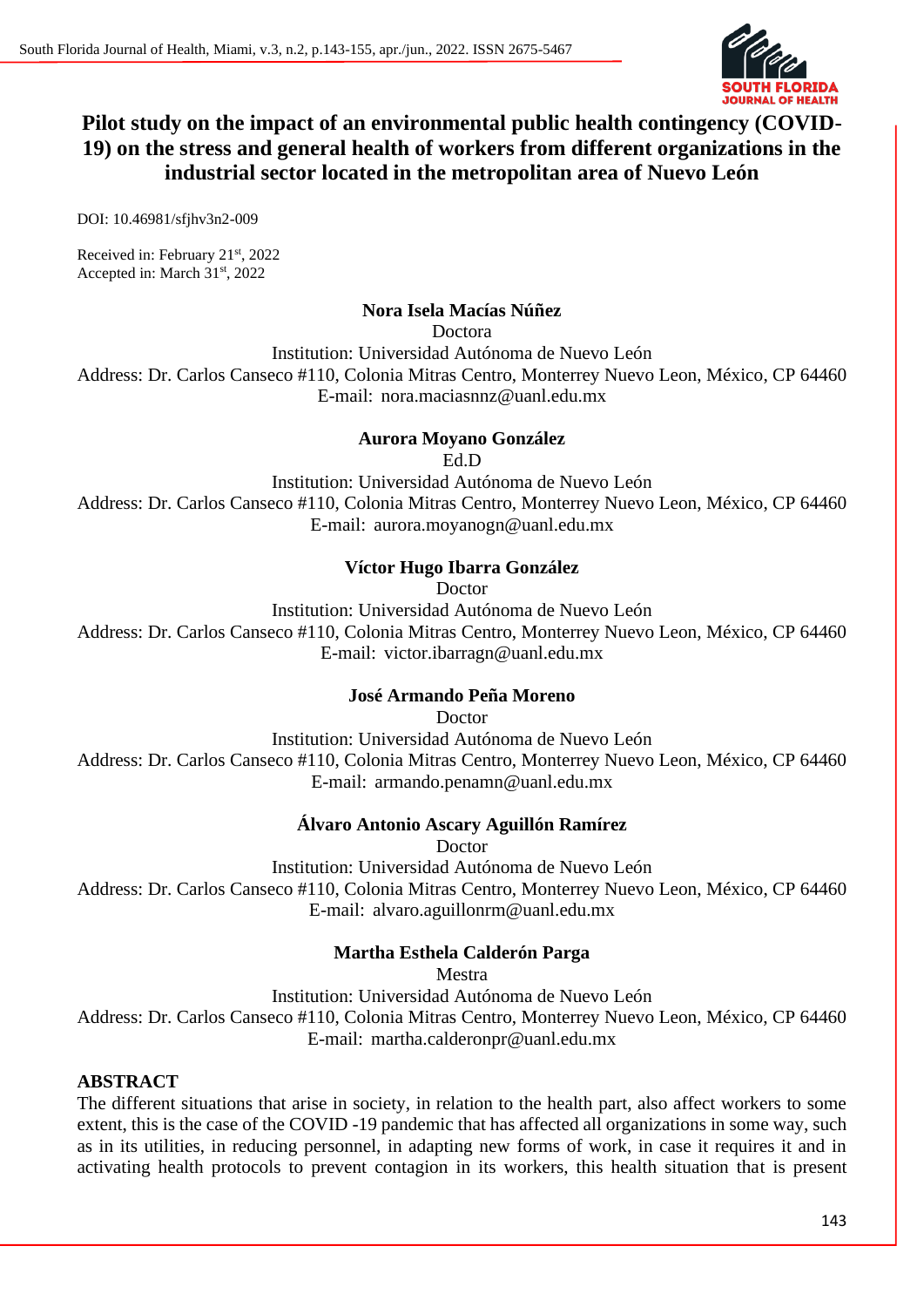# Pilot study on the impact of an environmental public health contingency (COVID-19) on the stress and general health of workers from different organizations in the industrial sector located in the metropolitan area of Nuevo León

DOI: 10.46981/sfjhv3n2-009

Received in: February 21st, 2022
Accepted in: March 31st, 2022

**Nora Isela Macías Núñez**
Doctora
Institution: Universidad Autónoma de Nuevo León
Address: Dr. Carlos Canseco #110, Colonia Mitras Centro, Monterrey Nuevo Leon, México, CP 64460
E-mail: nora.maciasnnz@uanl.edu.mx

**Aurora Moyano González**
Ed.D
Institution: Universidad Autónoma de Nuevo León
Address: Dr. Carlos Canseco #110, Colonia Mitras Centro, Monterrey Nuevo Leon, México, CP 64460
E-mail: aurora.moyanogn@uanl.edu.mx

**Víctor Hugo Ibarra González**
Doctor
Institution: Universidad Autónoma de Nuevo León
Address: Dr. Carlos Canseco #110, Colonia Mitras Centro, Monterrey Nuevo Leon, México, CP 64460
E-mail: victor.ibarragn@uanl.edu.mx

**José Armando Peña Moreno**
Doctor
Institution: Universidad Autónoma de Nuevo León
Address: Dr. Carlos Canseco #110, Colonia Mitras Centro, Monterrey Nuevo Leon, México, CP 64460
E-mail: armando.penamn@uanl.edu.mx

**Álvaro Antonio Ascary Aguillón Ramírez**
Doctor
Institution: Universidad Autónoma de Nuevo León
Address: Dr. Carlos Canseco #110, Colonia Mitras Centro, Monterrey Nuevo Leon, México, CP 64460
E-mail: alvaro.aguillonrm@uanl.edu.mx

**Martha Esthela Calderón Parga**
Mestra
Institution: Universidad Autónoma de Nuevo León
Address: Dr. Carlos Canseco #110, Colonia Mitras Centro, Monterrey Nuevo Leon, México, CP 64460
E-mail: martha.calderonpr@uanl.edu.mx

## ABSTRACT

The different situations that arise in society, in relation to the health part, also affect workers to some extent, this is the case of the COVID -19 pandemic that has affected all organizations in some way, such as in its utilities, in reducing personnel, in adapting new forms of work, in case it requires it and in activating health protocols to prevent contagion in its workers, this health situation that is present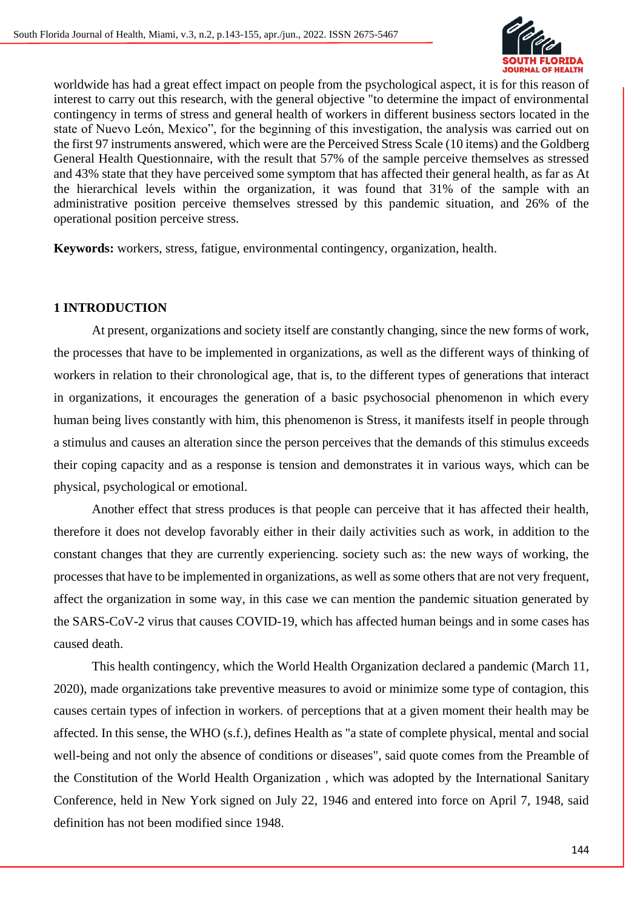worldwide has had a great effect impact on people from the psychological aspect, it is for this reason of interest to carry out this research, with the general objective "to determine the impact of environmental contingency in terms of stress and general health of workers in different business sectors located in the state of Nuevo León, Mexico", for the beginning of this investigation, the analysis was carried out on the first 97 instruments answered, which were are the Perceived Stress Scale (10 items) and the Goldberg General Health Questionnaire, with the result that 57% of the sample perceive themselves as stressed and 43% state that they have perceived some symptom that has affected their general health, as far as At the hierarchical levels within the organization, it was found that 31% of the sample with an administrative position perceive themselves stressed by this pandemic situation, and 26% of the operational position perceive stress.

**Keywords:** workers, stress, fatigue, environmental contingency, organization, health.

## 1 INTRODUCTION

At present, organizations and society itself are constantly changing, since the new forms of work, the processes that have to be implemented in organizations, as well as the different ways of thinking of workers in relation to their chronological age, that is, to the different types of generations that interact in organizations, it encourages the generation of a basic psychosocial phenomenon in which every human being lives constantly with him, this phenomenon is Stress, it manifests itself in people through a stimulus and causes an alteration since the person perceives that the demands of this stimulus exceeds their coping capacity and as a response is tension and demonstrates it in various ways, which can be physical, psychological or emotional.

Another effect that stress produces is that people can perceive that it has affected their health, therefore it does not develop favorably either in their daily activities such as work, in addition to the constant changes that they are currently experiencing. society such as: the new ways of working, the processes that have to be implemented in organizations, as well as some others that are not very frequent, affect the organization in some way, in this case we can mention the pandemic situation generated by the SARS-CoV-2 virus that causes COVID-19, which has affected human beings and in some cases has caused death.

This health contingency, which the World Health Organization declared a pandemic (March 11, 2020), made organizations take preventive measures to avoid or minimize some type of contagion, this causes certain types of infection in workers. of perceptions that at a given moment their health may be affected. In this sense, the WHO (s.f.), defines Health as "a state of complete physical, mental and social well-being and not only the absence of conditions or diseases", said quote comes from the Preamble of the Constitution of the World Health Organization , which was adopted by the International Sanitary Conference, held in New York signed on July 22, 1946 and entered into force on April 7, 1948, said definition has not been modified since 1948.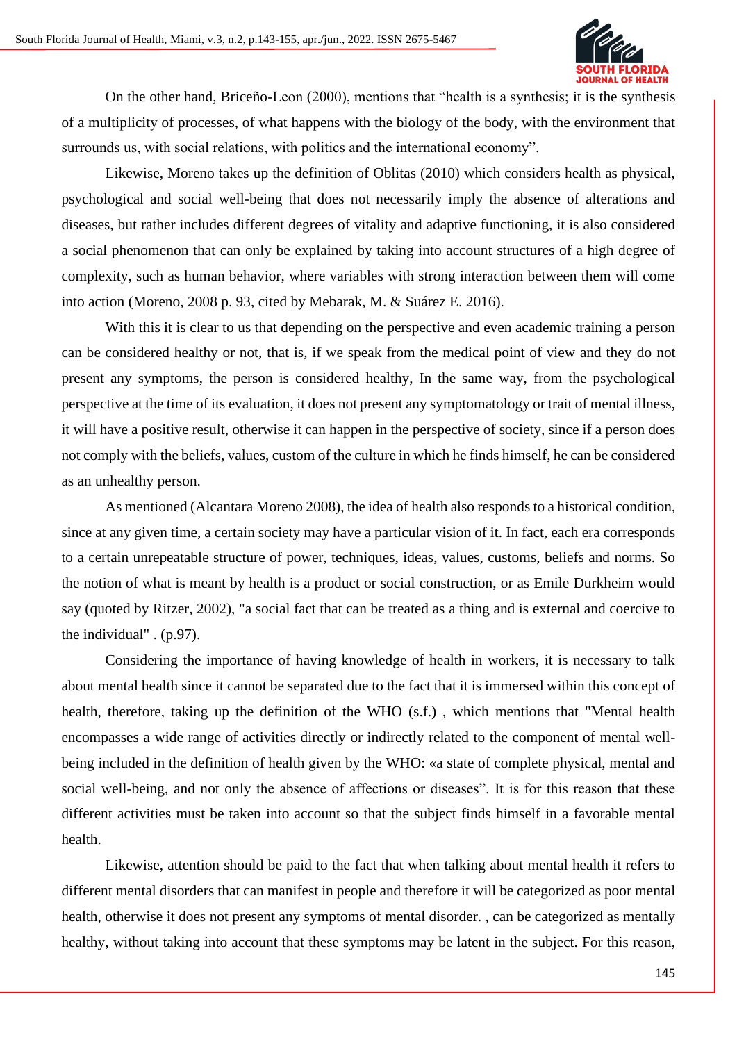On the other hand, Briceño-Leon (2000), mentions that "health is a synthesis; it is the synthesis of a multiplicity of processes, of what happens with the biology of the body, with the environment that surrounds us, with social relations, with politics and the international economy".

Likewise, Moreno takes up the definition of Oblitas (2010) which considers health as physical, psychological and social well-being that does not necessarily imply the absence of alterations and diseases, but rather includes different degrees of vitality and adaptive functioning, it is also considered a social phenomenon that can only be explained by taking into account structures of a high degree of complexity, such as human behavior, where variables with strong interaction between them will come into action (Moreno, 2008 p. 93, cited by Mebarak, M. & Suárez E. 2016).

With this it is clear to us that depending on the perspective and even academic training a person can be considered healthy or not, that is, if we speak from the medical point of view and they do not present any symptoms, the person is considered healthy, In the same way, from the psychological perspective at the time of its evaluation, it does not present any symptomatology or trait of mental illness, it will have a positive result, otherwise it can happen in the perspective of society, since if a person does not comply with the beliefs, values, custom of the culture in which he finds himself, he can be considered as an unhealthy person.

As mentioned (Alcantara Moreno 2008), the idea of health also responds to a historical condition, since at any given time, a certain society may have a particular vision of it. In fact, each era corresponds to a certain unrepeatable structure of power, techniques, ideas, values, customs, beliefs and norms. So the notion of what is meant by health is a product or social construction, or as Emile Durkheim would say (quoted by Ritzer, 2002), "a social fact that can be treated as a thing and is external and coercive to the individual" . (p.97).

Considering the importance of having knowledge of health in workers, it is necessary to talk about mental health since it cannot be separated due to the fact that it is immersed within this concept of health, therefore, taking up the definition of the WHO (s.f.) , which mentions that "Mental health encompasses a wide range of activities directly or indirectly related to the component of mental well-being included in the definition of health given by the WHO: «a state of complete physical, mental and social well-being, and not only the absence of affections or diseases". It is for this reason that these different activities must be taken into account so that the subject finds himself in a favorable mental health.

Likewise, attention should be paid to the fact that when talking about mental health it refers to different mental disorders that can manifest in people and therefore it will be categorized as poor mental health, otherwise it does not present any symptoms of mental disorder. , can be categorized as mentally healthy, without taking into account that these symptoms may be latent in the subject. For this reason,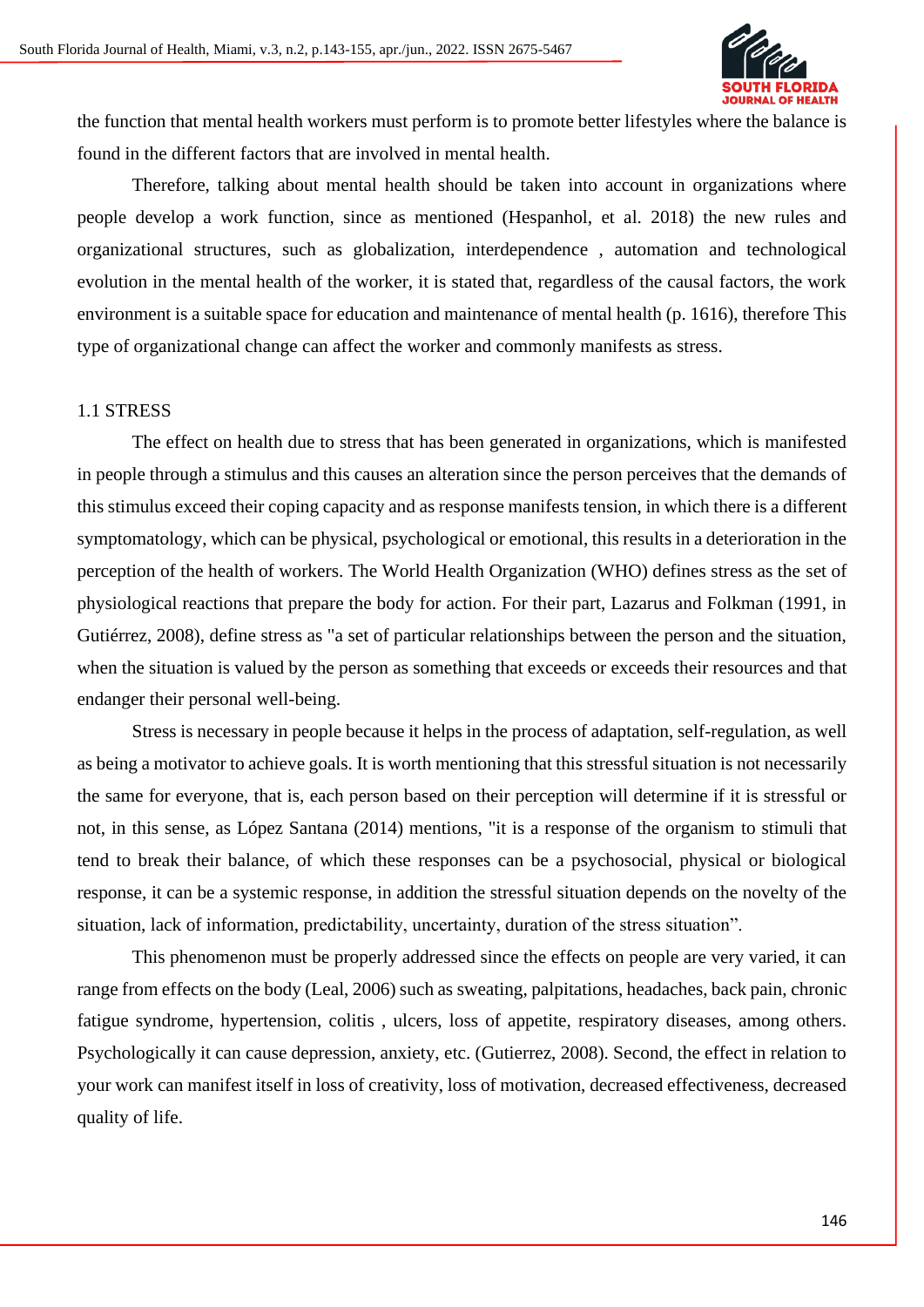the function that mental health workers must perform is to promote better lifestyles where the balance is found in the different factors that are involved in mental health.

Therefore, talking about mental health should be taken into account in organizations where people develop a work function, since as mentioned (Hespanhol, et al. 2018) the new rules and organizational structures, such as globalization, interdependence , automation and technological evolution in the mental health of the worker, it is stated that, regardless of the causal factors, the work environment is a suitable space for education and maintenance of mental health (p. 1616), therefore This type of organizational change can affect the worker and commonly manifests as stress.

## 1.1 STRESS

The effect on health due to stress that has been generated in organizations, which is manifested in people through a stimulus and this causes an alteration since the person perceives that the demands of this stimulus exceed their coping capacity and as response manifests tension, in which there is a different symptomatology, which can be physical, psychological or emotional, this results in a deterioration in the perception of the health of workers. The World Health Organization (WHO) defines stress as the set of physiological reactions that prepare the body for action. For their part, Lazarus and Folkman (1991, in Gutiérrez, 2008), define stress as "a set of particular relationships between the person and the situation, when the situation is valued by the person as something that exceeds or exceeds their resources and that endanger their personal well-being.

Stress is necessary in people because it helps in the process of adaptation, self-regulation, as well as being a motivator to achieve goals. It is worth mentioning that this stressful situation is not necessarily the same for everyone, that is, each person based on their perception will determine if it is stressful or not, in this sense, as López Santana (2014) mentions, "it is a response of the organism to stimuli that tend to break their balance, of which these responses can be a psychosocial, physical or biological response, it can be a systemic response, in addition the stressful situation depends on the novelty of the situation, lack of information, predictability, uncertainty, duration of the stress situation".

This phenomenon must be properly addressed since the effects on people are very varied, it can range from effects on the body (Leal, 2006) such as sweating, palpitations, headaches, back pain, chronic fatigue syndrome, hypertension, colitis , ulcers, loss of appetite, respiratory diseases, among others. Psychologically it can cause depression, anxiety, etc. (Gutierrez, 2008). Second, the effect in relation to your work can manifest itself in loss of creativity, loss of motivation, decreased effectiveness, decreased quality of life.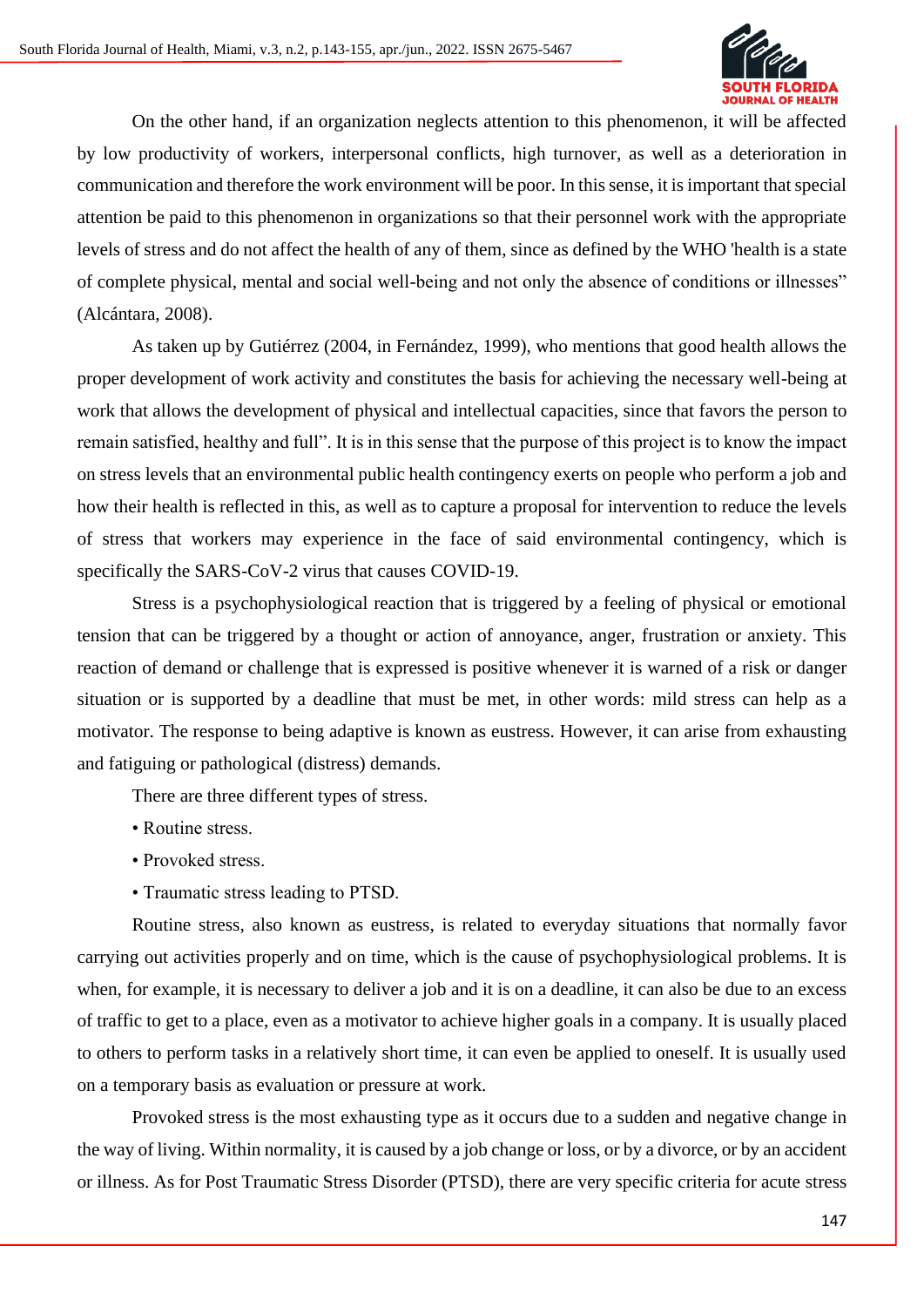On the other hand, if an organization neglects attention to this phenomenon, it will be affected by low productivity of workers, interpersonal conflicts, high turnover, as well as a deterioration in communication and therefore the work environment will be poor. In this sense, it is important that special attention be paid to this phenomenon in organizations so that their personnel work with the appropriate levels of stress and do not affect the health of any of them, since as defined by the WHO 'health is a state of complete physical, mental and social well-being and not only the absence of conditions or illnesses" (Alcántara, 2008).

As taken up by Gutiérrez (2004, in Fernández, 1999), who mentions that good health allows the proper development of work activity and constitutes the basis for achieving the necessary well-being at work that allows the development of physical and intellectual capacities, since that favors the person to remain satisfied, healthy and full". It is in this sense that the purpose of this project is to know the impact on stress levels that an environmental public health contingency exerts on people who perform a job and how their health is reflected in this, as well as to capture a proposal for intervention to reduce the levels of stress that workers may experience in the face of said environmental contingency, which is specifically the SARS-CoV-2 virus that causes COVID-19.

Stress is a psychophysiological reaction that is triggered by a feeling of physical or emotional tension that can be triggered by a thought or action of annoyance, anger, frustration or anxiety. This reaction of demand or challenge that is expressed is positive whenever it is warned of a risk or danger situation or is supported by a deadline that must be met, in other words: mild stress can help as a motivator. The response to being adaptive is known as eustress. However, it can arise from exhausting and fatiguing or pathological (distress) demands.

There are three different types of stress.

- Routine stress.
- Provoked stress.
- Traumatic stress leading to PTSD.

Routine stress, also known as eustress, is related to everyday situations that normally favor carrying out activities properly and on time, which is the cause of psychophysiological problems. It is when, for example, it is necessary to deliver a job and it is on a deadline, it can also be due to an excess of traffic to get to a place, even as a motivator to achieve higher goals in a company. It is usually placed to others to perform tasks in a relatively short time, it can even be applied to oneself. It is usually used on a temporary basis as evaluation or pressure at work.

Provoked stress is the most exhausting type as it occurs due to a sudden and negative change in the way of living. Within normality, it is caused by a job change or loss, or by a divorce, or by an accident or illness. As for Post Traumatic Stress Disorder (PTSD), there are very specific criteria for acute stress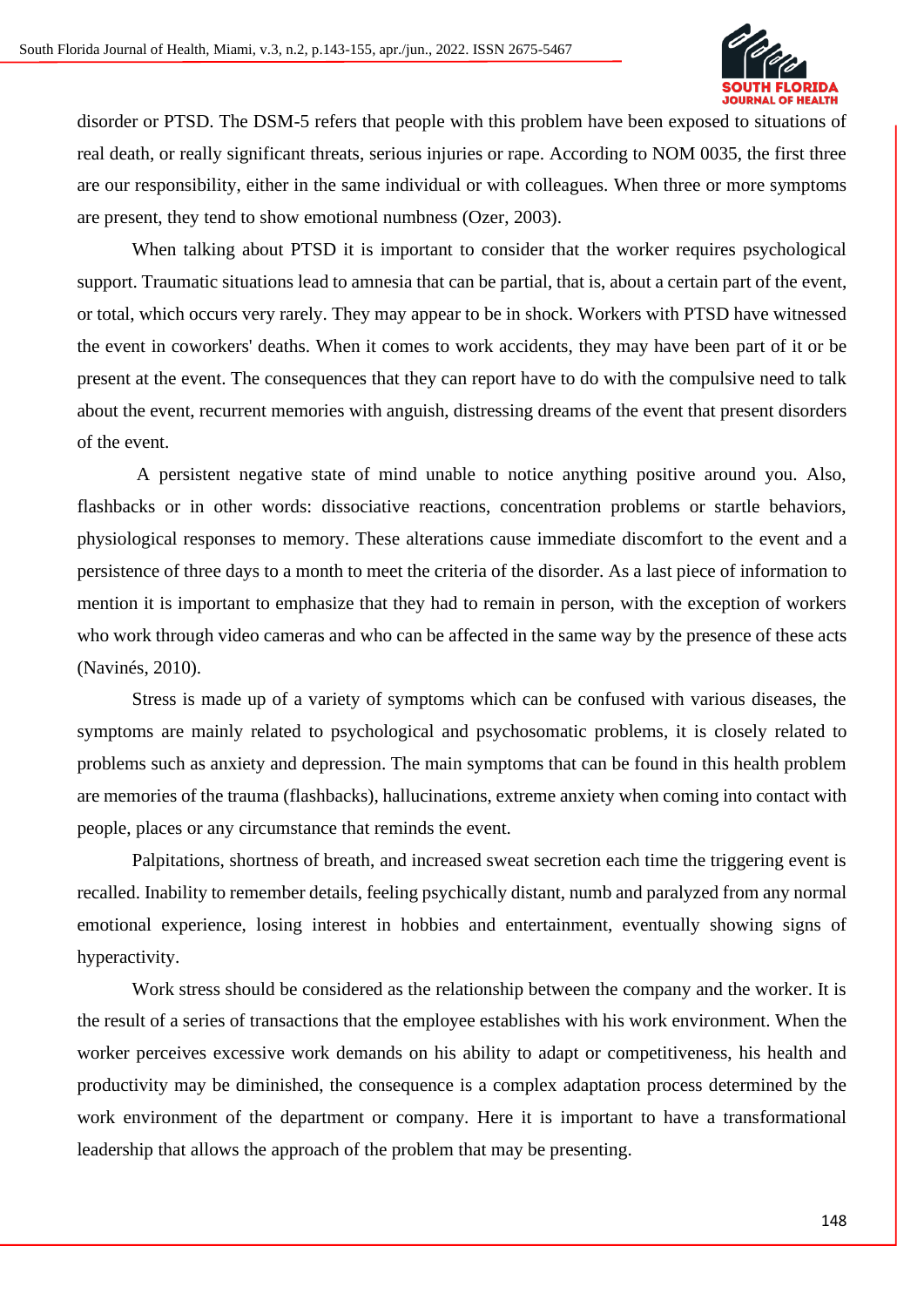disorder or PTSD. The DSM-5 refers that people with this problem have been exposed to situations of real death, or really significant threats, serious injuries or rape. According to NOM 0035, the first three are our responsibility, either in the same individual or with colleagues. When three or more symptoms are present, they tend to show emotional numbness (Ozer, 2003).

When talking about PTSD it is important to consider that the worker requires psychological support. Traumatic situations lead to amnesia that can be partial, that is, about a certain part of the event, or total, which occurs very rarely. They may appear to be in shock. Workers with PTSD have witnessed the event in coworkers' deaths. When it comes to work accidents, they may have been part of it or be present at the event. The consequences that they can report have to do with the compulsive need to talk about the event, recurrent memories with anguish, distressing dreams of the event that present disorders of the event.

A persistent negative state of mind unable to notice anything positive around you. Also, flashbacks or in other words: dissociative reactions, concentration problems or startle behaviors, physiological responses to memory. These alterations cause immediate discomfort to the event and a persistence of three days to a month to meet the criteria of the disorder. As a last piece of information to mention it is important to emphasize that they had to remain in person, with the exception of workers who work through video cameras and who can be affected in the same way by the presence of these acts (Navinés, 2010).

Stress is made up of a variety of symptoms which can be confused with various diseases, the symptoms are mainly related to psychological and psychosomatic problems, it is closely related to problems such as anxiety and depression. The main symptoms that can be found in this health problem are memories of the trauma (flashbacks), hallucinations, extreme anxiety when coming into contact with people, places or any circumstance that reminds the event.

Palpitations, shortness of breath, and increased sweat secretion each time the triggering event is recalled. Inability to remember details, feeling psychically distant, numb and paralyzed from any normal emotional experience, losing interest in hobbies and entertainment, eventually showing signs of hyperactivity.

Work stress should be considered as the relationship between the company and the worker. It is the result of a series of transactions that the employee establishes with his work environment. When the worker perceives excessive work demands on his ability to adapt or competitiveness, his health and productivity may be diminished, the consequence is a complex adaptation process determined by the work environment of the department or company. Here it is important to have a transformational leadership that allows the approach of the problem that may be presenting.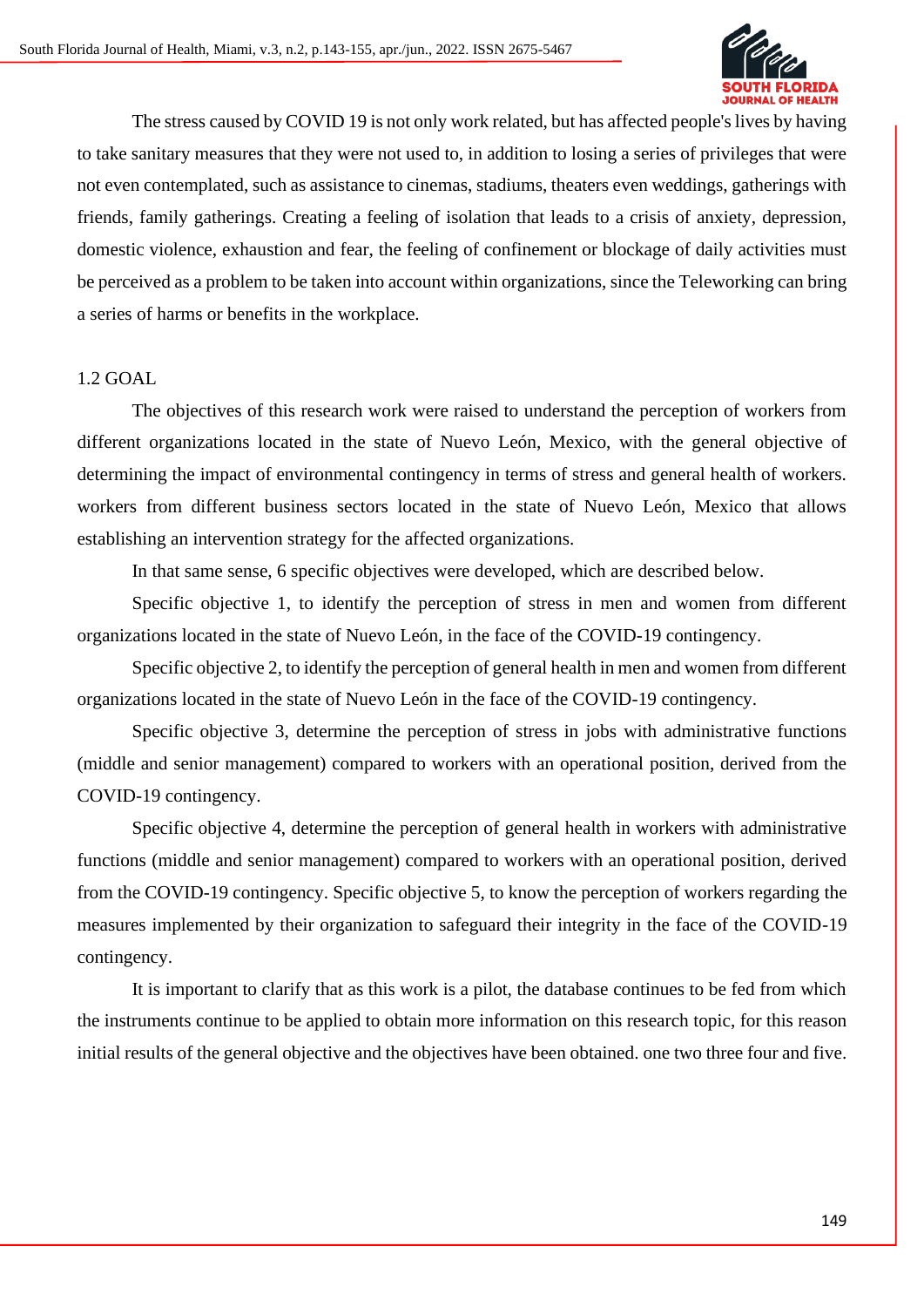The stress caused by COVID 19 is not only work related, but has affected people's lives by having to take sanitary measures that they were not used to, in addition to losing a series of privileges that were not even contemplated, such as assistance to cinemas, stadiums, theaters even weddings, gatherings with friends, family gatherings. Creating a feeling of isolation that leads to a crisis of anxiety, depression, domestic violence, exhaustion and fear, the feeling of confinement or blockage of daily activities must be perceived as a problem to be taken into account within organizations, since the Teleworking can bring a series of harms or benefits in the workplace.

## 1.2 GOAL

The objectives of this research work were raised to understand the perception of workers from different organizations located in the state of Nuevo León, Mexico, with the general objective of determining the impact of environmental contingency in terms of stress and general health of workers. workers from different business sectors located in the state of Nuevo León, Mexico that allows establishing an intervention strategy for the affected organizations.

In that same sense, 6 specific objectives were developed, which are described below.

Specific objective 1, to identify the perception of stress in men and women from different organizations located in the state of Nuevo León, in the face of the COVID-19 contingency.

Specific objective 2, to identify the perception of general health in men and women from different organizations located in the state of Nuevo León in the face of the COVID-19 contingency.

Specific objective 3, determine the perception of stress in jobs with administrative functions (middle and senior management) compared to workers with an operational position, derived from the COVID-19 contingency.

Specific objective 4, determine the perception of general health in workers with administrative functions (middle and senior management) compared to workers with an operational position, derived from the COVID-19 contingency. Specific objective 5, to know the perception of workers regarding the measures implemented by their organization to safeguard their integrity in the face of the COVID-19 contingency.

It is important to clarify that as this work is a pilot, the database continues to be fed from which the instruments continue to be applied to obtain more information on this research topic, for this reason initial results of the general objective and the objectives have been obtained. one two three four and five.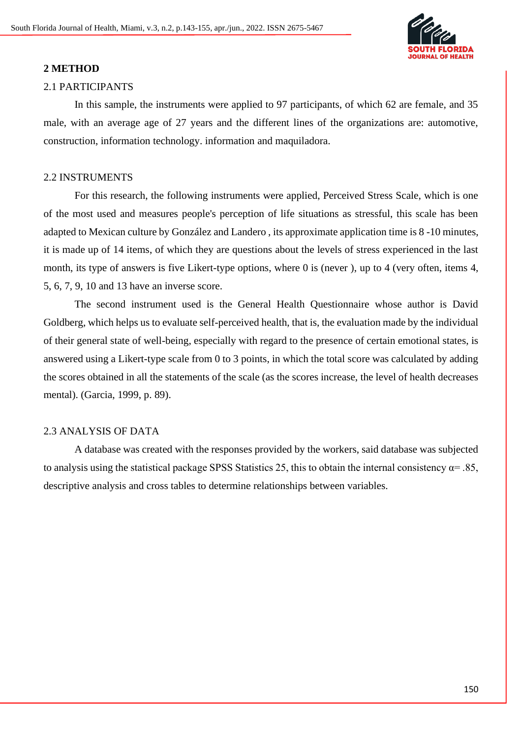## 2 METHOD

### 2.1 PARTICIPANTS

In this sample, the instruments were applied to 97 participants, of which 62 are female, and 35 male, with an average age of 27 years and the different lines of the organizations are: automotive, construction, information technology. information and maquiladora.

### 2.2 INSTRUMENTS

For this research, the following instruments were applied, Perceived Stress Scale, which is one of the most used and measures people's perception of life situations as stressful, this scale has been adapted to Mexican culture by González and Landero , its approximate application time is 8 -10 minutes, it is made up of 14 items, of which they are questions about the levels of stress experienced in the last month, its type of answers is five Likert-type options, where 0 is (never ), up to 4 (very often, items 4, 5, 6, 7, 9, 10 and 13 have an inverse score.

The second instrument used is the General Health Questionnaire whose author is David Goldberg, which helps us to evaluate self-perceived health, that is, the evaluation made by the individual of their general state of well-being, especially with regard to the presence of certain emotional states, is answered using a Likert-type scale from 0 to 3 points, in which the total score was calculated by adding the scores obtained in all the statements of the scale (as the scores increase, the level of health decreases mental). (Garcia, 1999, p. 89).

### 2.3 ANALYSIS OF DATA

A database was created with the responses provided by the workers, said database was subjected to analysis using the statistical package SPSS Statistics 25, this to obtain the internal consistency $\alpha = .85$, descriptive analysis and cross tables to determine relationships between variables.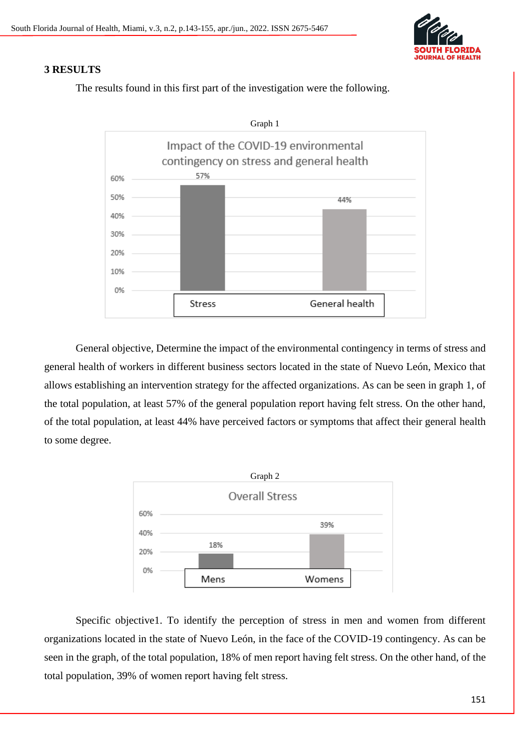## 3 RESULTS

The results found in this first part of the investigation were the following.

Graph 1

General objective, Determine the impact of the environmental contingency in terms of stress and general health of workers in different business sectors located in the state of Nuevo León, Mexico that allows establishing an intervention strategy for the affected organizations. As can be seen in graph 1, of the total population, at least 57% of the general population report having felt stress. On the other hand, of the total population, at least 44% have perceived factors or symptoms that affect their general health to some degree.

Graph 2

Specific objective1. To identify the perception of stress in men and women from different organizations located in the state of Nuevo León, in the face of the COVID-19 contingency. As can be seen in the graph, of the total population, 18% of men report having felt stress. On the other hand, of the total population, 39% of women report having felt stress.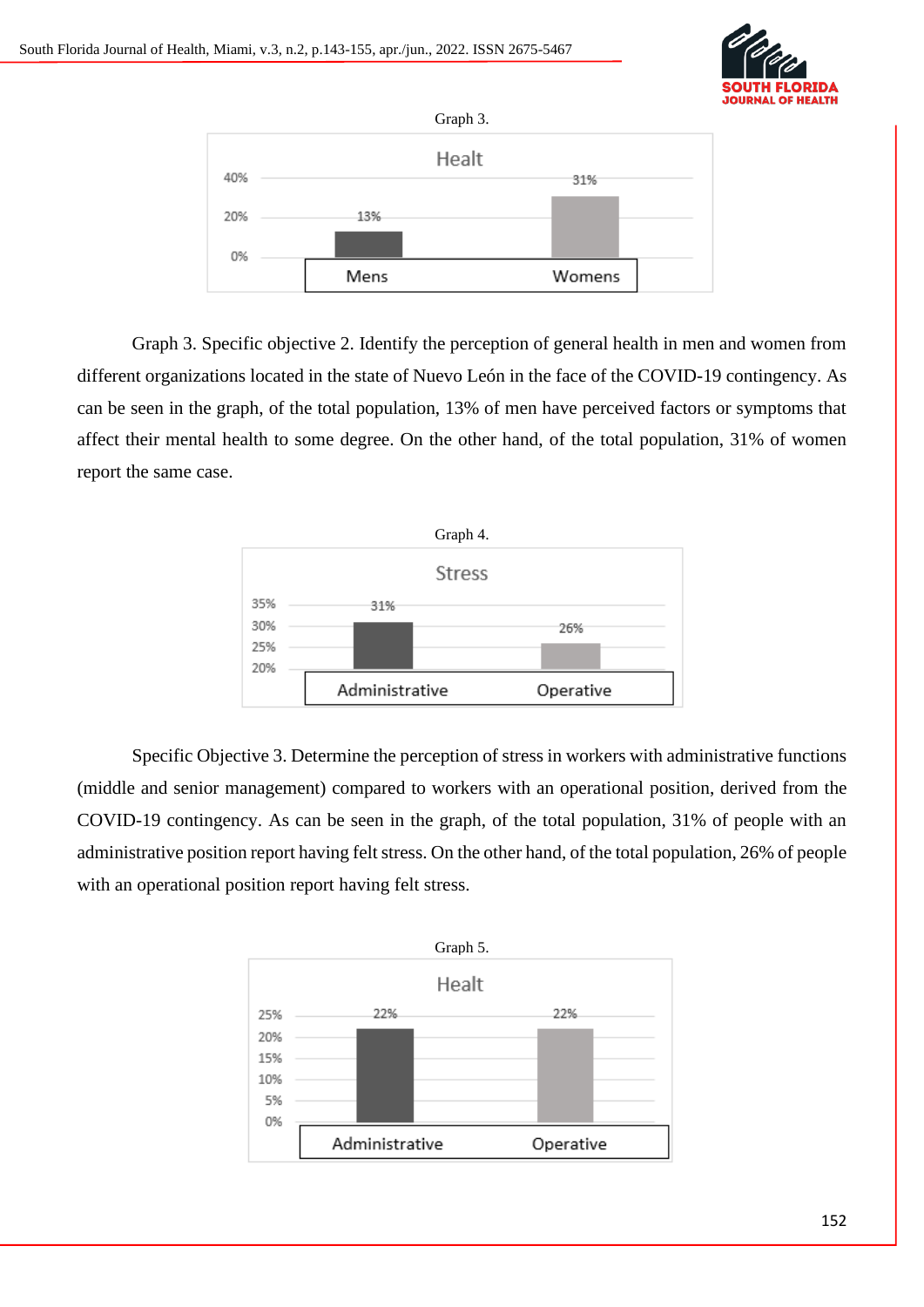Graph 3.

Graph 3. Specific objective 2. Identify the perception of general health in men and women from different organizations located in the state of Nuevo León in the face of the COVID-19 contingency. As can be seen in the graph, of the total population, 13% of men have perceived factors or symptoms that affect their mental health to some degree. On the other hand, of the total population, 31% of women report the same case.

Graph 4.

Specific Objective 3. Determine the perception of stress in workers with administrative functions (middle and senior management) compared to workers with an operational position, derived from the COVID-19 contingency. As can be seen in the graph, of the total population, 31% of people with an administrative position report having felt stress. On the other hand, of the total population, 26% of people with an operational position report having felt stress.

Graph 5.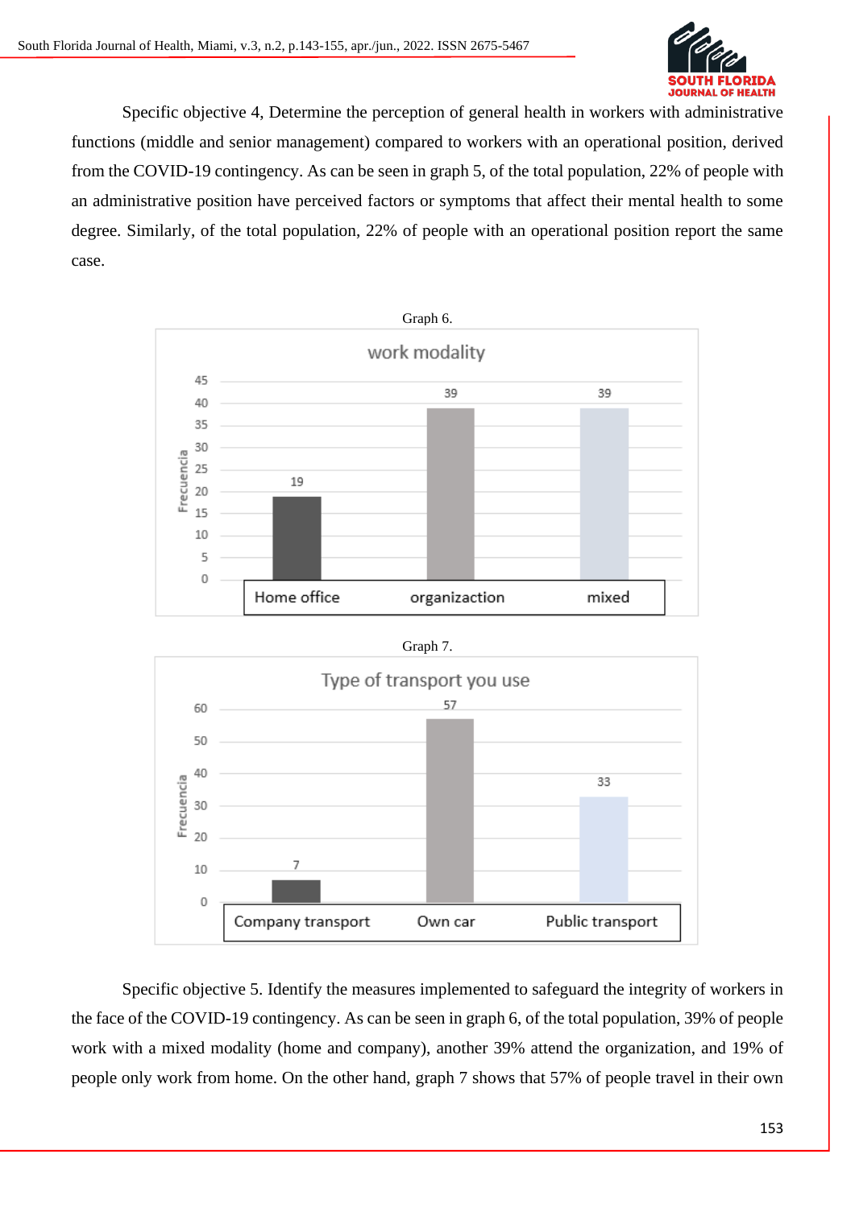Specific objective 4, Determine the perception of general health in workers with administrative functions (middle and senior management) compared to workers with an operational position, derived from the COVID-19 contingency. As can be seen in graph 5, of the total population, 22% of people with an administrative position have perceived factors or symptoms that affect their mental health to some degree. Similarly, of the total population, 22% of people with an operational position report the same case.

Graph 6.

**work modality**

| | Frecuencia |
|---|---|
| Home office | 19 |
| organizaction | 39 |
| mixed | 39 |

Graph 7.

**Type of transport you use**

| | Frecuencia |
|---|---|
| Company transport | 7 |
| Own car | 57 |
| Public transport | 33 |

Specific objective 5. Identify the measures implemented to safeguard the integrity of workers in the face of the COVID-19 contingency. As can be seen in graph 6, of the total population, 39% of people work with a mixed modality (home and company), another 39% attend the organization, and 19% of people only work from home. On the other hand, graph 7 shows that 57% of people travel in their own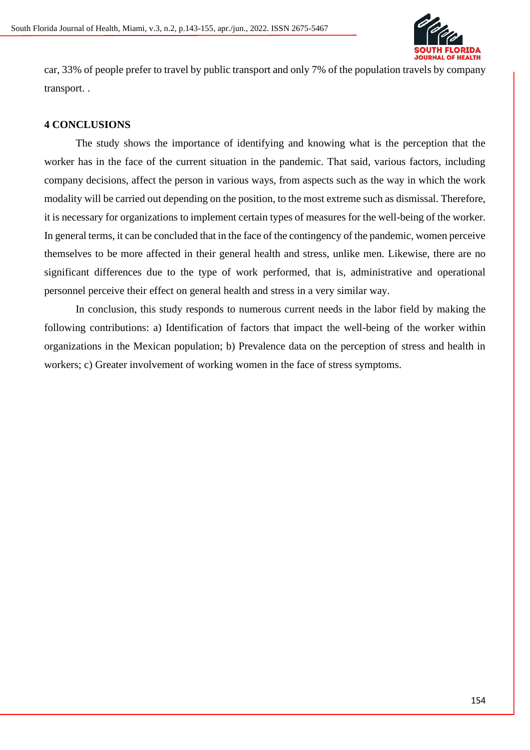car, 33% of people prefer to travel by public transport and only 7% of the population travels by company transport. .

## 4 CONCLUSIONS

The study shows the importance of identifying and knowing what is the perception that the worker has in the face of the current situation in the pandemic. That said, various factors, including company decisions, affect the person in various ways, from aspects such as the way in which the work modality will be carried out depending on the position, to the most extreme such as dismissal. Therefore, it is necessary for organizations to implement certain types of measures for the well-being of the worker. In general terms, it can be concluded that in the face of the contingency of the pandemic, women perceive themselves to be more affected in their general health and stress, unlike men. Likewise, there are no significant differences due to the type of work performed, that is, administrative and operational personnel perceive their effect on general health and stress in a very similar way.

In conclusion, this study responds to numerous current needs in the labor field by making the following contributions: a) Identification of factors that impact the well-being of the worker within organizations in the Mexican population; b) Prevalence data on the perception of stress and health in workers; c) Greater involvement of working women in the face of stress symptoms.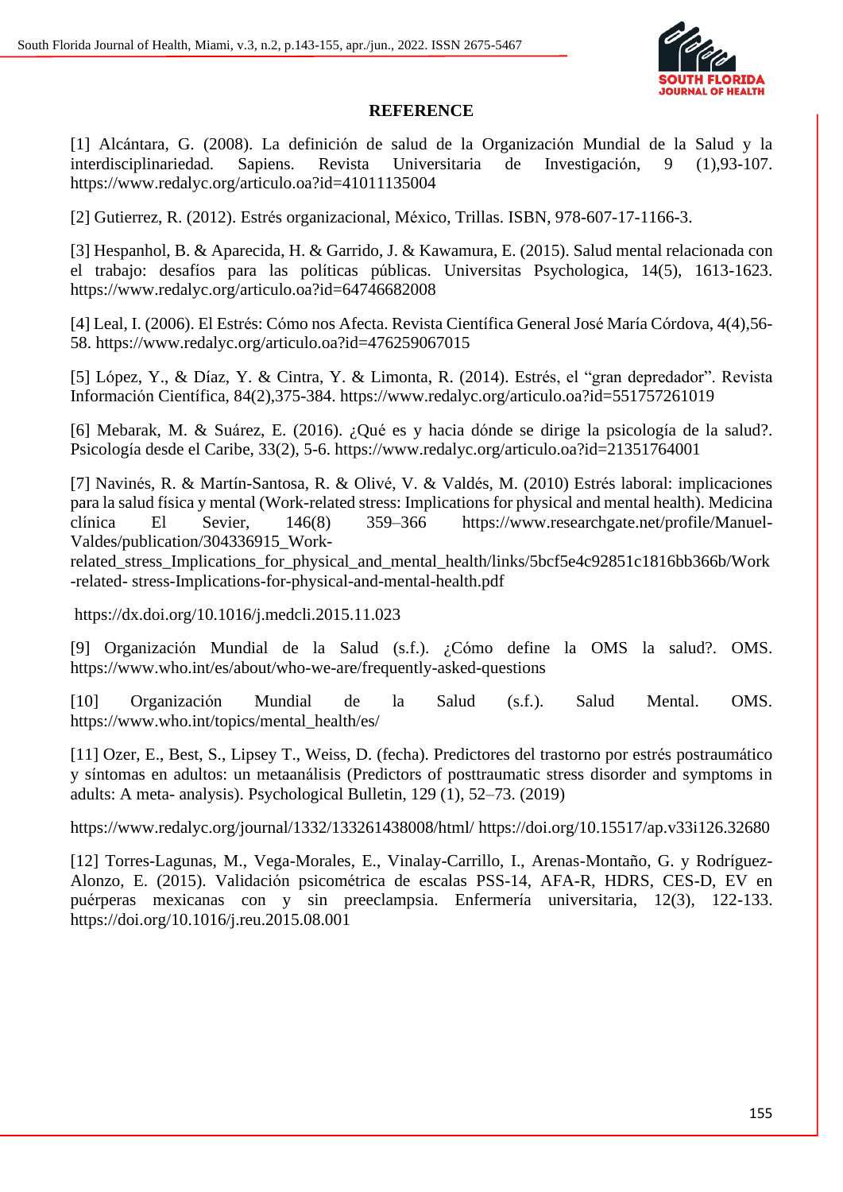## REFERENCE

[1] Alcántara, G. (2008). La definición de salud de la Organización Mundial de la Salud y la interdisciplinariedad. Sapiens. Revista Universitaria de Investigación, 9 (1),93-107. https://www.redalyc.org/articulo.oa?id=41011135004

[2] Gutierrez, R. (2012). Estrés organizacional, México, Trillas. ISBN, 978-607-17-1166-3.

[3] Hespanhol, B. & Aparecida, H. & Garrido, J. & Kawamura, E. (2015). Salud mental relacionada con el trabajo: desafíos para las políticas públicas. Universitas Psychologica, 14(5), 1613-1623. https://www.redalyc.org/articulo.oa?id=64746682008

[4] Leal, I. (2006). El Estrés: Cómo nos Afecta. Revista Científica General José María Córdova, 4(4),56-58. https://www.redalyc.org/articulo.oa?id=476259067015

[5] López, Y., & Díaz, Y. & Cintra, Y. & Limonta, R. (2014). Estrés, el "gran depredador". Revista Información Científica, 84(2),375-384. https://www.redalyc.org/articulo.oa?id=551757261019

[6] Mebarak, M. & Suárez, E. (2016). ¿Qué es y hacia dónde se dirige la psicología de la salud?. Psicología desde el Caribe, 33(2), 5-6. https://www.redalyc.org/articulo.oa?id=21351764001

[7] Navinés, R. & Martín-Santosa, R. & Olivé, V. & Valdés, M. (2010) Estrés laboral: implicaciones para la salud física y mental (Work-related stress: Implications for physical and mental health). Medicina clínica El Sevier, 146(8) 359–366 https://www.researchgate.net/profile/Manuel-Valdes/publication/304336915_Work-related_stress_Implications_for_physical_and_mental_health/links/5bcf5e4c92851c1816bb366b/Work-related- stress-Implications-for-physical-and-mental-health.pdf

https://dx.doi.org/10.1016/j.medcli.2015.11.023

[9] Organización Mundial de la Salud (s.f.). ¿Cómo define la OMS la salud?. OMS. https://www.who.int/es/about/who-we-are/frequently-asked-questions

[10] Organización Mundial de la Salud (s.f.). Salud Mental. OMS. https://www.who.int/topics/mental_health/es/

[11] Ozer, E., Best, S., Lipsey T., Weiss, D. (fecha). Predictores del trastorno por estrés postraumático y síntomas en adultos: un metaanálisis (Predictors of posttraumatic stress disorder and symptoms in adults: A meta- analysis). Psychological Bulletin, 129 (1), 52–73. (2019)

https://www.redalyc.org/journal/1332/133261438008/html/ https://doi.org/10.15517/ap.v33i126.32680

[12] Torres-Lagunas, M., Vega-Morales, E., Vinalay-Carrillo, I., Arenas-Montaño, G. y Rodríguez-Alonzo, E. (2015). Validación psicométrica de escalas PSS-14, AFA-R, HDRS, CES-D, EV en puérperas mexicanas con y sin preeclampsia. Enfermería universitaria, 12(3), 122-133. https://doi.org/10.1016/j.reu.2015.08.001